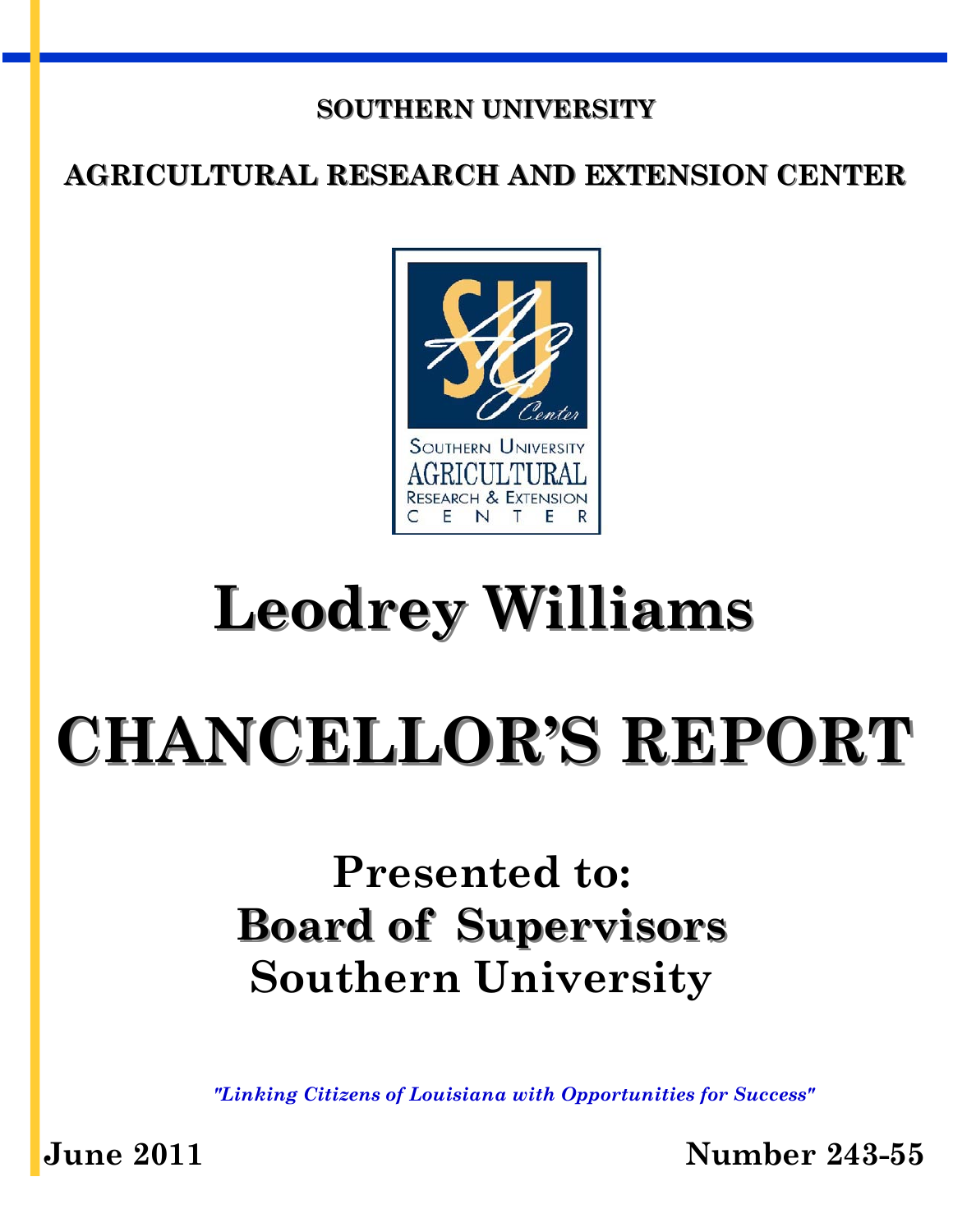**SOUTHERN UNIVERSITY**

**AGRICULTURAL RESEARCH AND EXTENSION CENTER**

SOUTHERN UNIVERSITY
AGRICULTURAL
RESEARCH & EXTENSION
CENTER

# Leodrey Williams

# CHANCELLOR'S REPORT

## Presented to:
## Board of Supervisors
## Southern University

*"Linking Citizens of Louisiana with Opportunities for Success"*

**June 2011** **Number 243-55**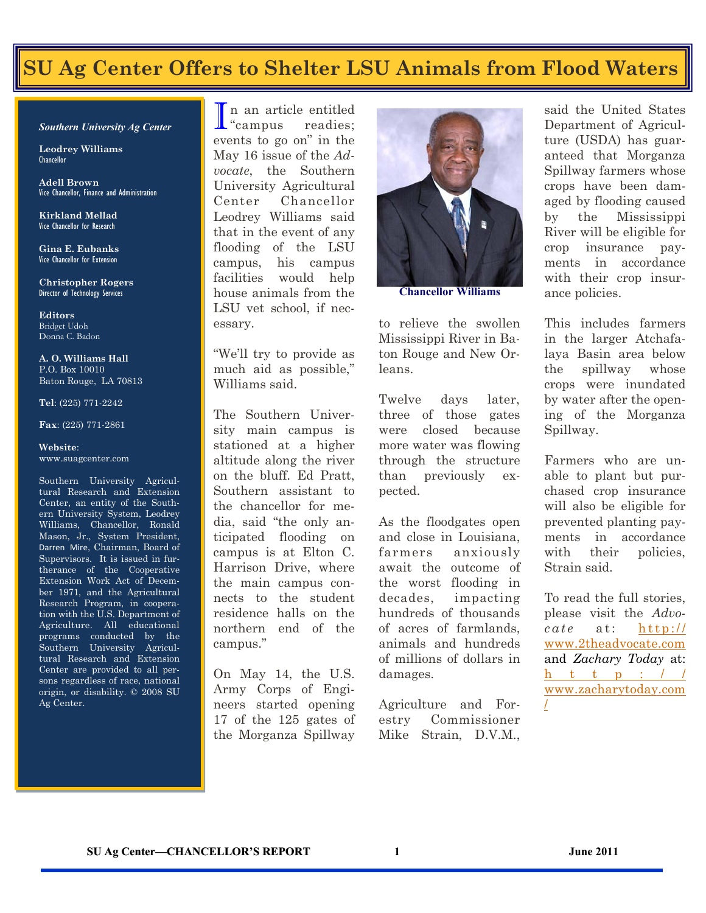# SU Ag Center Offers to Shelter LSU Animals from Flood Waters

***Southern University Ag Center***

**Leodrey Williams**
Chancellor

**Adell Brown**
Vice Chancellor, Finance and Administration

**Kirkland Mellad**
Vice Chancellor for Research

**Gina E. Eubanks**
Vice Chancellor for Extension

**Christopher Rogers**
Director of Technology Services

**Editors**
Bridget Udoh
Donna C. Badon

**A. O. Williams Hall**
P.O. Box 10010
Baton Rouge, LA 70813

**Tel**: (225) 771-2242

**Fax**: (225) 771-2861

**Website**:
www.suagcenter.com

Southern University Agricultural Research and Extension Center, an entity of the Southern University System, Leodrey Williams, Chancellor, Ronald Mason, Jr., System President, Darren Mire, Chairman, Board of Supervisors. It is issued in furtherance of the Cooperative Extension Work Act of December 1971, and the Agricultural Research Program, in cooperation with the U.S. Department of Agriculture. All educational programs conducted by the Southern University Agricultural Research and Extension Center are provided to all persons regardless of race, national origin, or disability. © 2008 SU Ag Center.

In an article entitled "campus readies; events to go on" in the May 16 issue of the *Advocate*, the Southern University Agricultural Center Chancellor Leodrey Williams said that in the event of any flooding of the LSU campus, his campus facilities would help house animals from the LSU vet school, if necessary.

"We'll try to provide as much aid as possible," Williams said.

The Southern University main campus is stationed at a higher altitude along the river on the bluff. Ed Pratt, Southern assistant to the chancellor for media, said "the only anticipated flooding on campus is at Elton C. Harrison Drive, where the main campus connects to the student residence halls on the northern end of the campus."

On May 14, the U.S. Army Corps of Engineers started opening 17 of the 125 gates of the Morganza Spillway to relieve the swollen Mississippi River in Baton Rouge and New Orleans.

Chancellor Williams

Twelve days later, three of those gates were closed because more water was flowing through the structure than previously expected.

As the floodgates open and close in Louisiana, farmers anxiously await the outcome of the worst flooding in decades, impacting hundreds of thousands of acres of farmlands, animals and hundreds of millions of dollars in damages.

Agriculture and Forestry Commissioner Mike Strain, D.V.M., said the United States Department of Agriculture (USDA) has guaranteed that Morganza Spillway farmers whose crops have been damaged by flooding caused by the Mississippi River will be eligible for crop insurance payments in accordance with their crop insurance policies.

This includes farmers in the larger Atchafalaya Basin area below the spillway whose crops were inundated by water after the opening of the Morganza Spillway.

Farmers who are unable to plant but purchased crop insurance will also be eligible for prevented planting payments in accordance with their policies, Strain said.

To read the full stories, please visit the *Advocate* at: http://www.2theadvocate.com and *Zachary Today* at: http://www.zacharytoday.com/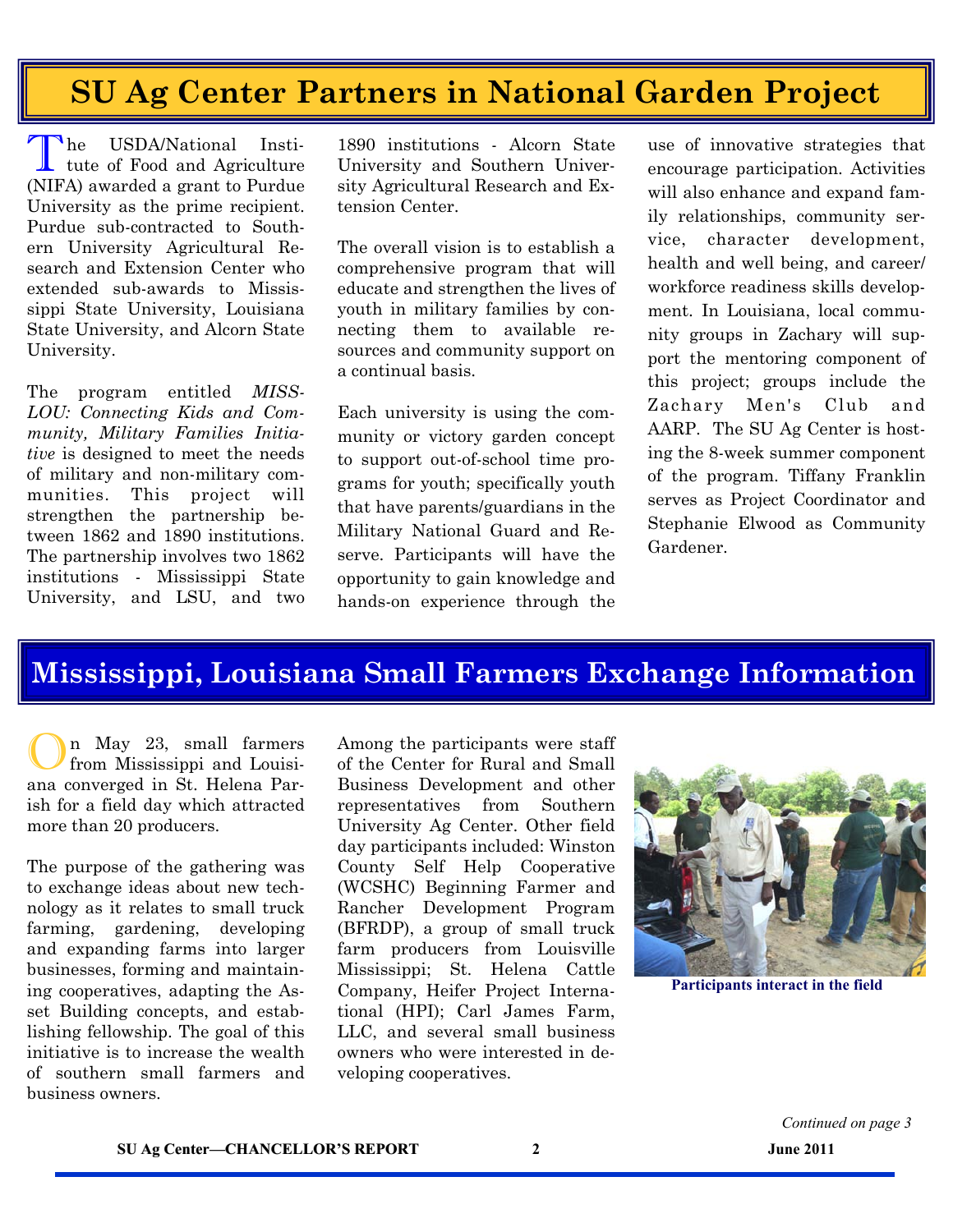# SU Ag Center Partners in National Garden Project

The USDA/National Institute of Food and Agriculture (NIFA) awarded a grant to Purdue University as the prime recipient. Purdue sub-contracted to Southern University Agricultural Research and Extension Center who extended sub-awards to Mississippi State University, Louisiana State University, and Alcorn State University.

The program entitled *MISS-LOU: Connecting Kids and Community, Military Families Initiative* is designed to meet the needs of military and non-military communities. This project will strengthen the partnership between 1862 and 1890 institutions. The partnership involves two 1862 institutions - Mississippi State University, and LSU, and two 1890 institutions - Alcorn State University and Southern University Agricultural Research and Extension Center.

The overall vision is to establish a comprehensive program that will educate and strengthen the lives of youth in military families by connecting them to available resources and community support on a continual basis.

Each university is using the community or victory garden concept to support out-of-school time programs for youth; specifically youth that have parents/guardians in the Military National Guard and Reserve. Participants will have the opportunity to gain knowledge and hands-on experience through the use of innovative strategies that encourage participation. Activities will also enhance and expand family relationships, community service, character development, health and well being, and career/ workforce readiness skills development. In Louisiana, local community groups in Zachary will support the mentoring component of this project; groups include the Zachary Men's Club and AARP. The SU Ag Center is hosting the 8-week summer component of the program. Tiffany Franklin serves as Project Coordinator and Stephanie Elwood as Community Gardener.

# Mississippi, Louisiana Small Farmers Exchange Information

On May 23, small farmers from Mississippi and Louisiana converged in St. Helena Parish for a field day which attracted more than 20 producers.

The purpose of the gathering was to exchange ideas about new technology as it relates to small truck farming, gardening, developing and expanding farms into larger businesses, forming and maintaining cooperatives, adapting the Asset Building concepts, and establishing fellowship. The goal of this initiative is to increase the wealth of southern small farmers and business owners.

Among the participants were staff of the Center for Rural and Small Business Development and other representatives from Southern University Ag Center. Other field day participants included: Winston County Self Help Cooperative (WCSHC) Beginning Farmer and Rancher Development Program (BFRDP), a group of small truck farm producers from Louisville Mississippi; St. Helena Cattle Company, Heifer Project International (HPI); Carl James Farm, LLC, and several small business owners who were interested in developing cooperatives.

Participants interact in the field

*Continued on page 3*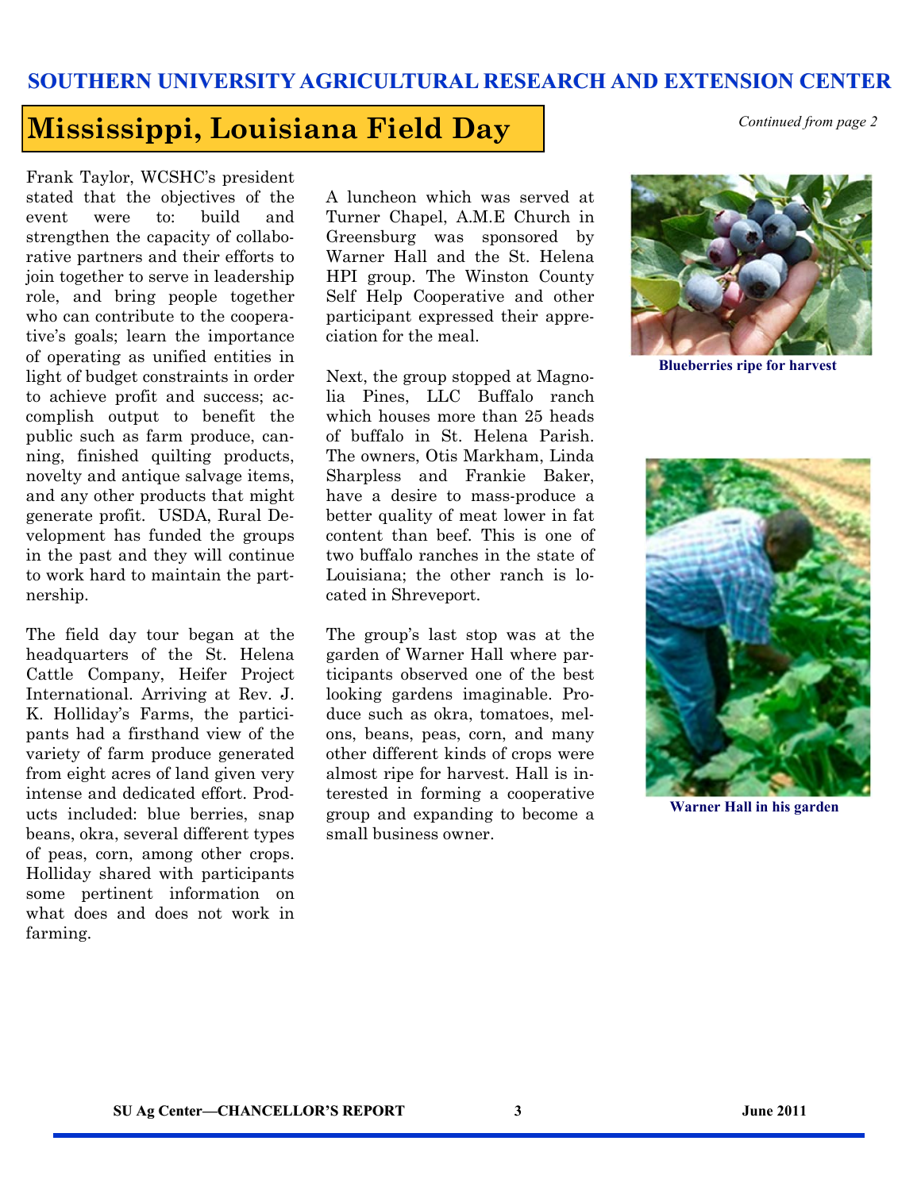SOUTHERN UNIVERSITY AGRICULTURAL RESEARCH AND EXTENSION CENTER

# Mississippi, Louisiana Field Day

*Continued from page 2*

Frank Taylor, WCSHC's president stated that the objectives of the event were to: build and strengthen the capacity of collaborative partners and their efforts to join together to serve in leadership role, and bring people together who can contribute to the cooperative's goals; learn the importance of operating as unified entities in light of budget constraints in order to achieve profit and success; accomplish output to benefit the public such as farm produce, canning, finished quilting products, novelty and antique salvage items, and any other products that might generate profit. USDA, Rural Development has funded the groups in the past and they will continue to work hard to maintain the partnership.

The field day tour began at the headquarters of the St. Helena Cattle Company, Heifer Project International. Arriving at Rev. J. K. Holliday's Farms, the participants had a firsthand view of the variety of farm produce generated from eight acres of land given very intense and dedicated effort. Products included: blue berries, snap beans, okra, several different types of peas, corn, among other crops. Holliday shared with participants some pertinent information on what does and does not work in farming.

A luncheon which was served at Turner Chapel, A.M.E Church in Greensburg was sponsored by Warner Hall and the St. Helena HPI group. The Winston County Self Help Cooperative and other participant expressed their appreciation for the meal.

Next, the group stopped at Magnolia Pines, LLC Buffalo ranch which houses more than 25 heads of buffalo in St. Helena Parish. The owners, Otis Markham, Linda Sharpless and Frankie Baker, have a desire to mass-produce a better quality of meat lower in fat content than beef. This is one of two buffalo ranches in the state of Louisiana; the other ranch is located in Shreveport.

The group's last stop was at the garden of Warner Hall where participants observed one of the best looking gardens imaginable. Produce such as okra, tomatoes, melons, beans, peas, corn, and many other different kinds of crops were almost ripe for harvest. Hall is interested in forming a cooperative group and expanding to become a small business owner.

**Blueberries ripe for harvest**

**Warner Hall in his garden**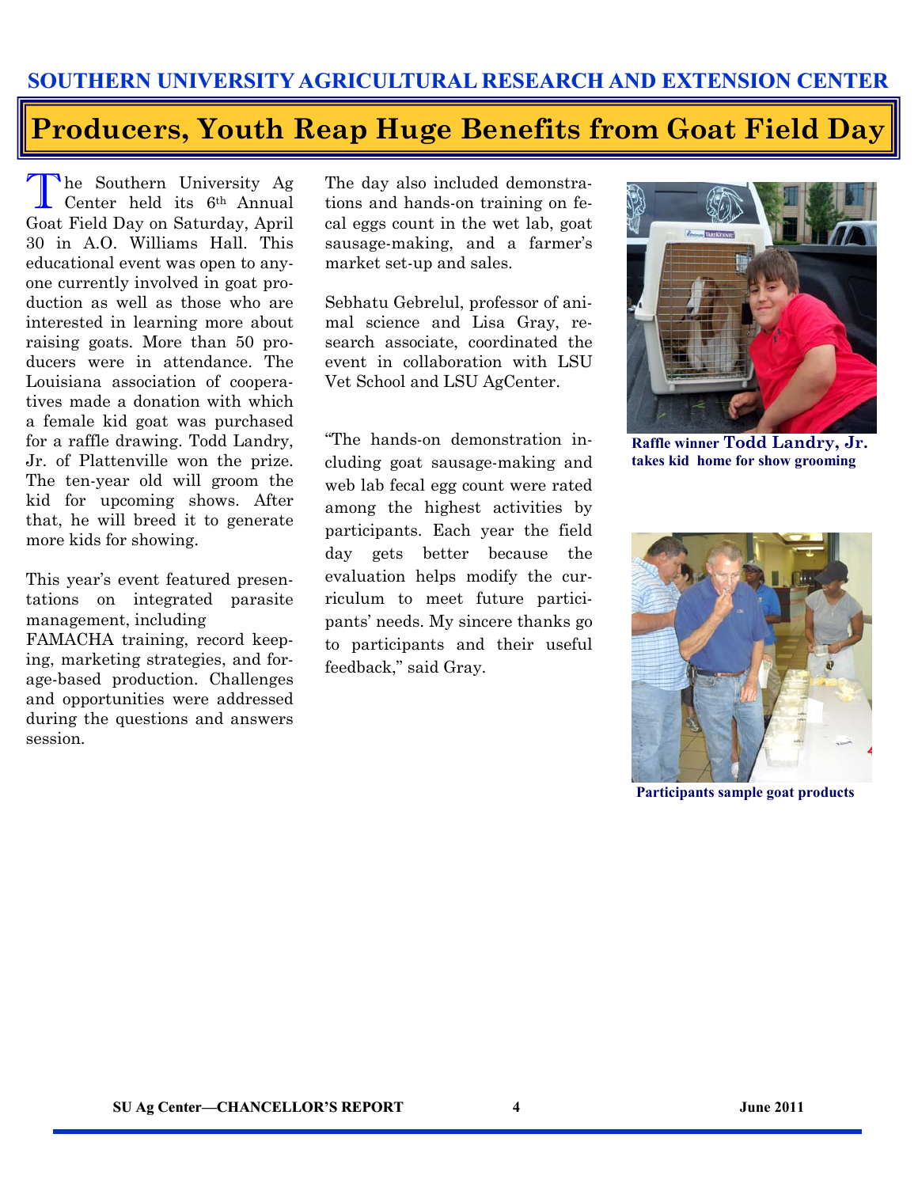SOUTHERN UNIVERSITY AGRICULTURAL RESEARCH AND EXTENSION CENTER

# Producers, Youth Reap Huge Benefits from Goat Field Day

The Southern University Ag Center held its 6th Annual Goat Field Day on Saturday, April 30 in A.O. Williams Hall. This educational event was open to anyone currently involved in goat production as well as those who are interested in learning more about raising goats. More than 50 producers were in attendance. The Louisiana association of cooperatives made a donation with which a female kid goat was purchased for a raffle drawing. Todd Landry, Jr. of Plattenville won the prize. The ten-year old will groom the kid for upcoming shows. After that, he will breed it to generate more kids for showing.

This year's event featured presentations on integrated parasite management, including FAMACHA training, record keeping, marketing strategies, and forage-based production. Challenges and opportunities were addressed during the questions and answers session.

The day also included demonstrations and hands-on training on fecal eggs count in the wet lab, goat sausage-making, and a farmer's market set-up and sales.

Sebhatu Gebrelul, professor of animal science and Lisa Gray, research associate, coordinated the event in collaboration with LSU Vet School and LSU AgCenter.

"The hands-on demonstration including goat sausage-making and web lab fecal egg count were rated among the highest activities by participants. Each year the field day gets better because the evaluation helps modify the curriculum to meet future participants' needs. My sincere thanks go to participants and their useful feedback," said Gray.

**Raffle winner Todd Landry, Jr. takes kid home for show grooming**

**Participants sample goat products**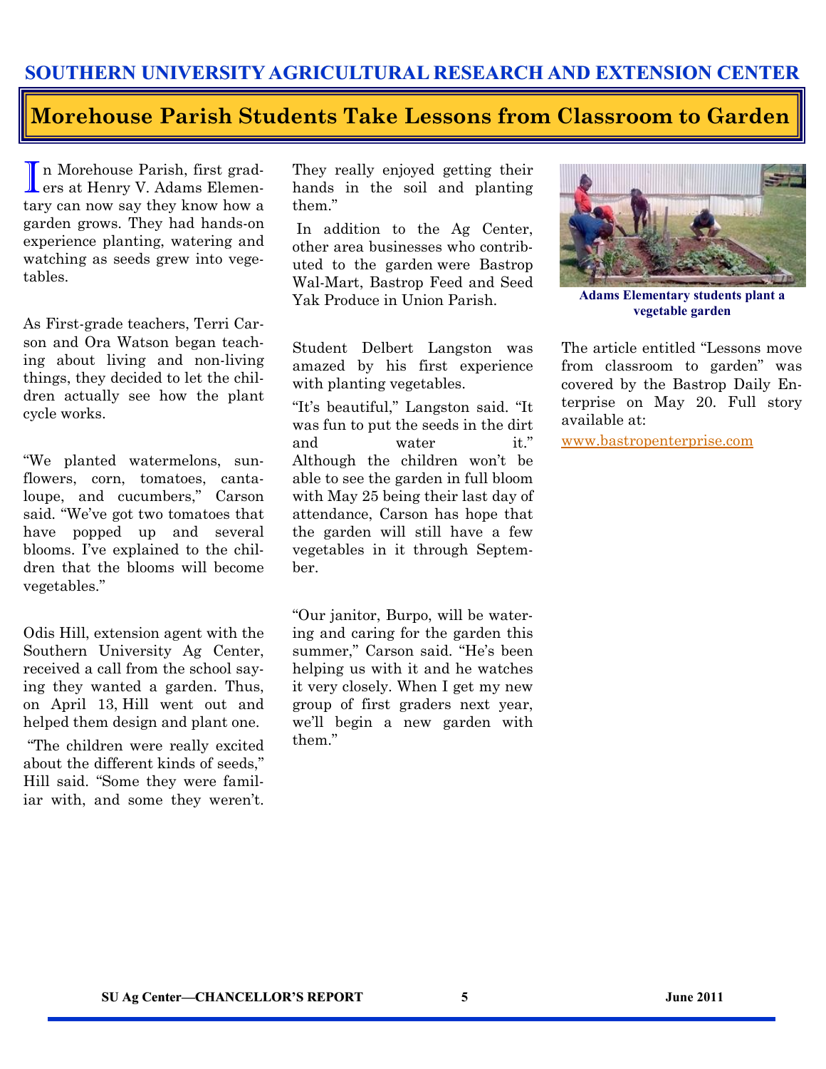## SOUTHERN UNIVERSITY AGRICULTURAL RESEARCH AND EXTENSION CENTER

# Morehouse Parish Students Take Lessons from Classroom to Garden

In Morehouse Parish, first graders at Henry V. Adams Elementary can now say they know how a garden grows. They had hands-on experience planting, watering and watching as seeds grew into vegetables.

As First-grade teachers, Terri Carson and Ora Watson began teaching about living and non-living things, they decided to let the children actually see how the plant cycle works.

"We planted watermelons, sunflowers, corn, tomatoes, cantaloupe, and cucumbers," Carson said. "We've got two tomatoes that have popped up and several blooms. I've explained to the children that the blooms will become vegetables."

Odis Hill, extension agent with the Southern University Ag Center, received a call from the school saying they wanted a garden. Thus, on April 13, Hill went out and helped them design and plant one.

"The children were really excited about the different kinds of seeds," Hill said. "Some they were familiar with, and some they weren't. They really enjoyed getting their hands in the soil and planting them."

In addition to the Ag Center, other area businesses who contributed to the garden were Bastrop Wal-Mart, Bastrop Feed and Seed Yak Produce in Union Parish.

Student Delbert Langston was amazed by his first experience with planting vegetables.

"It's beautiful," Langston said. "It was fun to put the seeds in the dirt and water it." Although the children won't be able to see the garden in full bloom with May 25 being their last day of attendance, Carson has hope that the garden will still have a few vegetables in it through September.

"Our janitor, Burpo, will be watering and caring for the garden this summer," Carson said. "He's been helping us with it and he watches it very closely. When I get my new group of first graders next year, we'll begin a new garden with them."

**Adams Elementary students plant a vegetable garden**

The article entitled "Lessons move from classroom to garden" was covered by the Bastrop Daily Enterprise on May 20. Full story available at:

www.bastropenterprise.com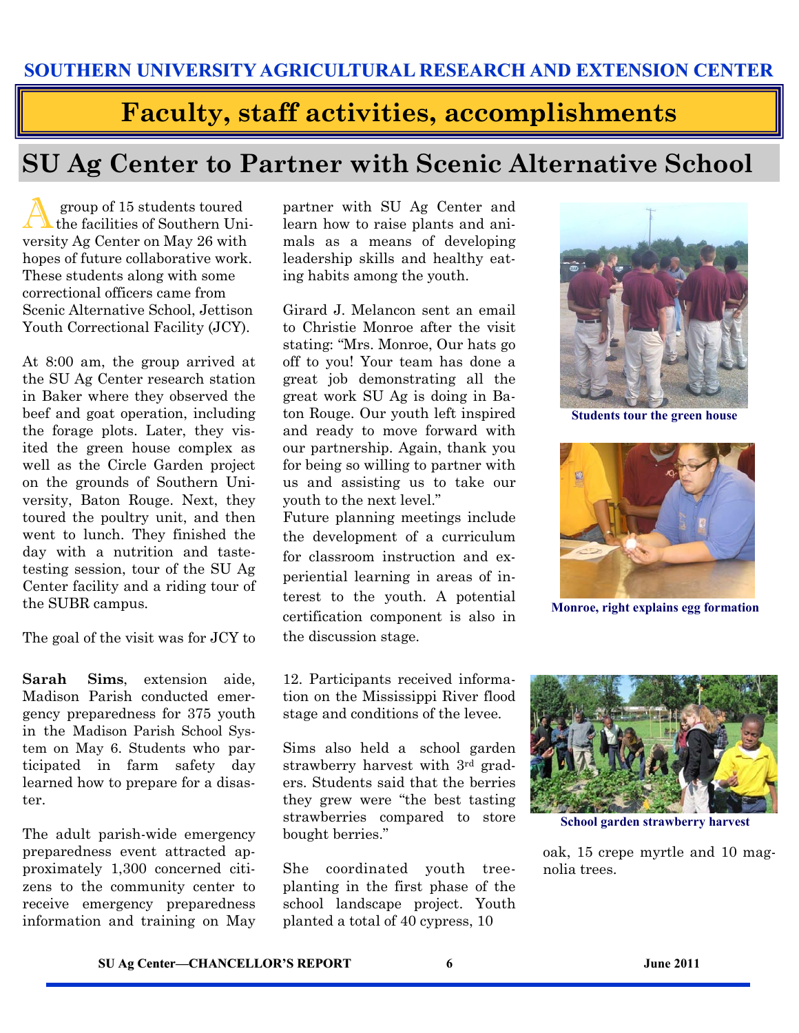# SOUTHERN UNIVERSITY AGRICULTURAL RESEARCH AND EXTENSION CENTER

## Faculty, staff activities, accomplishments

## SU Ag Center to Partner with Scenic Alternative School

A group of 15 students toured the facilities of Southern University Ag Center on May 26 with hopes of future collaborative work. These students along with some correctional officers came from Scenic Alternative School, Jettison Youth Correctional Facility (JCY).

At 8:00 am, the group arrived at the SU Ag Center research station in Baker where they observed the beef and goat operation, including the forage plots. Later, they visited the green house complex as well as the Circle Garden project on the grounds of Southern University, Baton Rouge. Next, they toured the poultry unit, and then went to lunch. They finished the day with a nutrition and taste-testing session, tour of the SU Ag Center facility and a riding tour of the SUBR campus.

The goal of the visit was for JCY to partner with SU Ag Center and learn how to raise plants and animals as a means of developing leadership skills and healthy eating habits among the youth.

Girard J. Melancon sent an email to Christie Monroe after the visit stating: "Mrs. Monroe, Our hats go off to you! Your team has done a great job demonstrating all the great work SU Ag is doing in Baton Rouge. Our youth left inspired and ready to move forward with our partnership. Again, thank you for being so willing to partner with us and assisting us to take our youth to the next level."

Future planning meetings include the development of a curriculum for classroom instruction and experiential learning in areas of interest to the youth. A potential certification component is also in the discussion stage.

Students tour the green house

Monroe, right explains egg formation

**Sarah Sims**, extension aide, Madison Parish conducted emergency preparedness for 375 youth in the Madison Parish School System on May 6. Students who participated in farm safety day learned how to prepare for a disaster.

The adult parish-wide emergency preparedness event attracted approximately 1,300 concerned citizens to the community center to receive emergency preparedness information and training on May 12. Participants received information on the Mississippi River flood stage and conditions of the levee.

Sims also held a school garden strawberry harvest with 3rd graders. Students said that the berries they grew were "the best tasting strawberries compared to store bought berries."

She coordinated youth tree-planting in the first phase of the school landscape project. Youth planted a total of 40 cypress, 10 oak, 15 crepe myrtle and 10 magnolia trees.

School garden strawberry harvest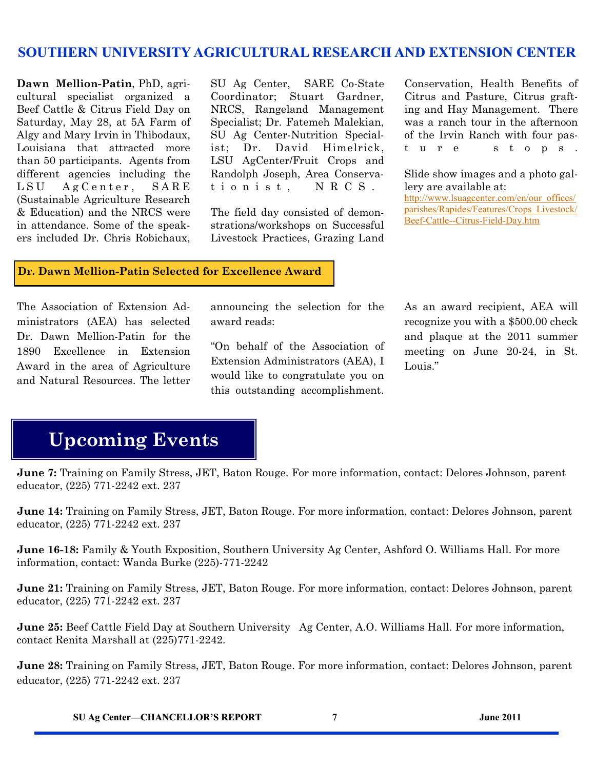## SOUTHERN UNIVERSITY AGRICULTURAL RESEARCH AND EXTENSION CENTER

**Dawn Mellion-Patin**, PhD, agricultural specialist organized a Beef Cattle & Citrus Field Day on Saturday, May 28, at 5A Farm of Algy and Mary Irvin in Thibodaux, Louisiana that attracted more than 50 participants. Agents from different agencies including the LSU AgCenter, SARE (Sustainable Agriculture Research & Education) and the NRCS were in attendance. Some of the speakers included Dr. Chris Robichaux, SU Ag Center, SARE Co-State Coordinator; Stuart Gardner, NRCS, Rangeland Management Specialist; Dr. Fatemeh Malekian, SU Ag Center-Nutrition Specialist; Dr. David Himelrick, LSU AgCenter/Fruit Crops and Randolph Joseph, Area Conservationist, NRCS.

The field day consisted of demonstrations/workshops on Successful Livestock Practices, Grazing Land Conservation, Health Benefits of Citrus and Pasture, Citrus grafting and Hay Management. There was a ranch tour in the afternoon of the Irvin Ranch with four pasture stops.

Slide show images and a photo gallery are available at: http://www.lsuagcenter.com/en/our_offices/parishes/Rapides/Features/Crops_Livestock/Beef-Cattle--Citrus-Field-Day.htm

### Dr. Dawn Mellion-Patin Selected for Excellence Award

The Association of Extension Administrators (AEA) has selected Dr. Dawn Mellion-Patin for the 1890 Excellence in Extension Award in the area of Agriculture and Natural Resources. The letter announcing the selection for the award reads:

"On behalf of the Association of Extension Administrators (AEA), I would like to congratulate you on this outstanding accomplishment. As an award recipient, AEA will recognize you with a $500.00 check and plaque at the 2011 summer meeting on June 20-24, in St. Louis."

# Upcoming Events

**June 7:** Training on Family Stress, JET, Baton Rouge. For more information, contact: Delores Johnson, parent educator, (225) 771-2242 ext. 237

**June 14:** Training on Family Stress, JET, Baton Rouge. For more information, contact: Delores Johnson, parent educator, (225) 771-2242 ext. 237

**June 16-18:** Family & Youth Exposition, Southern University Ag Center, Ashford O. Williams Hall. For more information, contact: Wanda Burke (225)-771-2242

**June 21:** Training on Family Stress, JET, Baton Rouge. For more information, contact: Delores Johnson, parent educator, (225) 771-2242 ext. 237

**June 25:** Beef Cattle Field Day at Southern University Ag Center, A.O. Williams Hall. For more information, contact Renita Marshall at (225)771-2242.

**June 28:** Training on Family Stress, JET, Baton Rouge. For more information, contact: Delores Johnson, parent educator, (225) 771-2242 ext. 237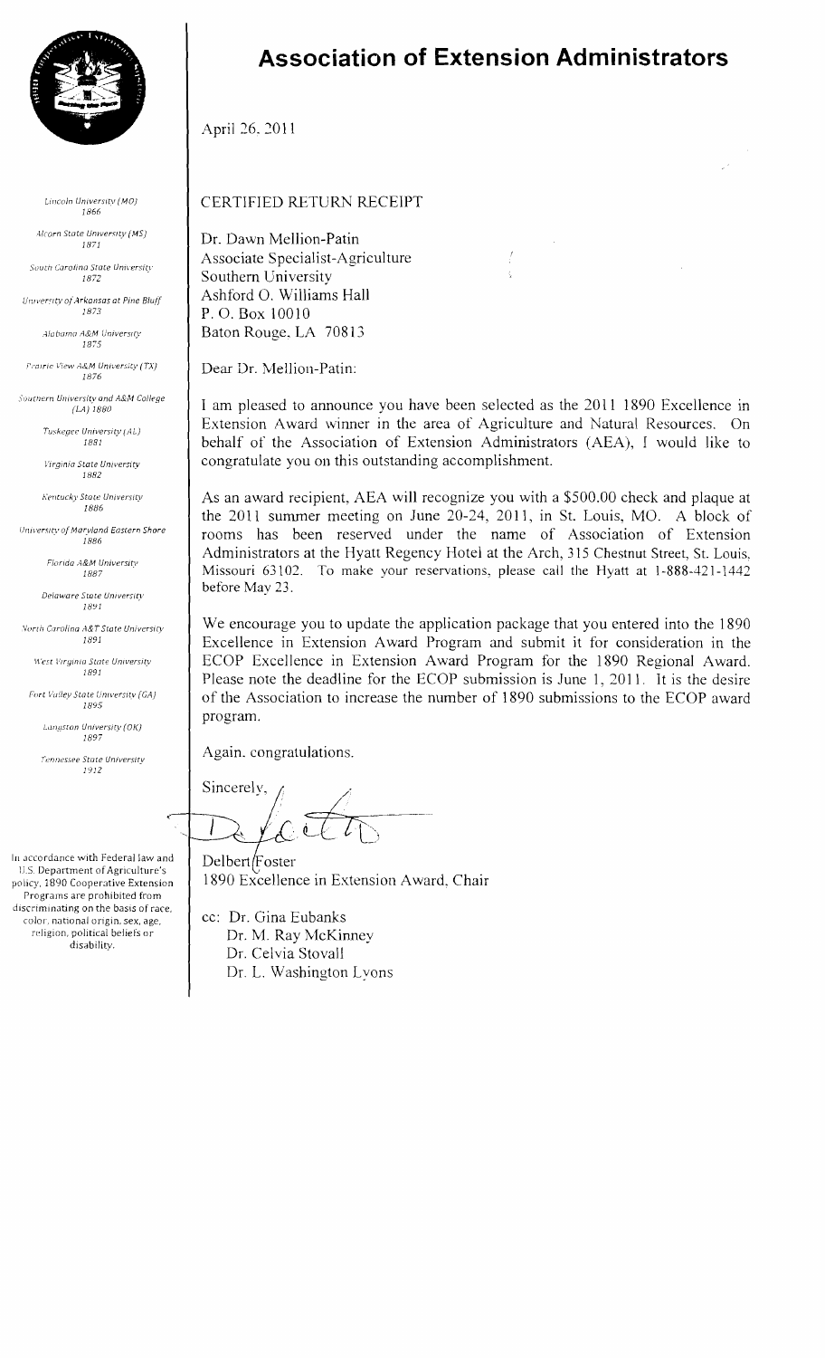# Association of Extension Administrators

*Lincoln University (MO)*
*1866*

*Alcorn State University (MS)*
*1871*

*South Carolina State University*
*1872*

*University of Arkansas at Pine Bluff*
*1873*

*Alabama A&M University*
*1875*

*Prairie View A&M University (TX)*
*1876*

*Southern University and A&M College (LA) 1880*

*Tuskegee University (AL)*
*1881*

*Virginia State University*
*1882*

*Kentucky State University*
*1886*

*University of Maryland Eastern Shore*
*1886*

*Florida A&M University*
*1887*

*Delaware State University*
*1891*

*North Carolina A&T State University*
*1891*

*West Virginia State University*
*1891*

*Fort Valley State University (GA)*
*1895*

*Langston University (OK)*
*1897*

*Tennessee State University*
*1912*

In accordance with Federal law and U.S. Department of Agriculture's policy, 1890 Cooperative Extension Programs are prohibited from discriminating on the basis of race, color, national origin, sex, age, religion, political beliefs or disability.

April 26, 2011

CERTIFIED RETURN RECEIPT

Dr. Dawn Mellion-Patin
Associate Specialist-Agriculture
Southern University
Ashford O. Williams Hall
P. O. Box 10010
Baton Rouge, LA 70813

Dear Dr. Mellion-Patin:

I am pleased to announce you have been selected as the 2011 1890 Excellence in Extension Award winner in the area of Agriculture and Natural Resources. On behalf of the Association of Extension Administrators (AEA), I would like to congratulate you on this outstanding accomplishment.

As an award recipient, AEA will recognize you with a $500.00 check and plaque at the 2011 summer meeting on June 20-24, 2011, in St. Louis, MO. A block of rooms has been reserved under the name of Association of Extension Administrators at the Hyatt Regency Hotel at the Arch, 315 Chestnut Street, St. Louis, Missouri 63102. To make your reservations, please call the Hyatt at 1-888-421-1442 before May 23.

We encourage you to update the application package that you entered into the 1890 Excellence in Extension Award Program and submit it for consideration in the ECOP Excellence in Extension Award Program for the 1890 Regional Award. Please note the deadline for the ECOP submission is June 1, 2011. It is the desire of the Association to increase the number of 1890 submissions to the ECOP award program.

Again, congratulations.

Sincerely,

Delbert Foster
1890 Excellence in Extension Award, Chair

cc: Dr. Gina Eubanks
Dr. M. Ray McKinney
Dr. Celvia Stovall
Dr. L. Washington Lyons